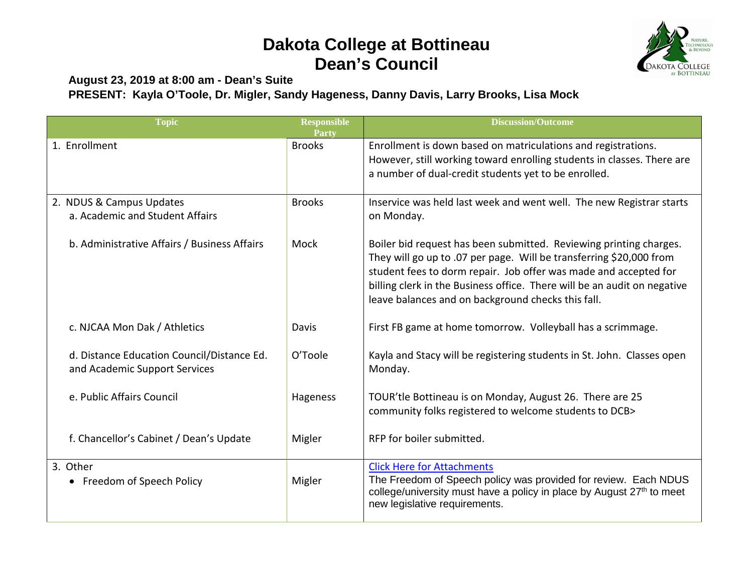# Dakota College at Bottineau
# Dean's Council

**August 23, 2019 at 8:00 am - Dean's Suite**

**PRESENT: Kayla O'Toole, Dr. Migler, Sandy Hageness, Danny Davis, Larry Brooks, Lisa Mock**

| Topic | Responsible Party | Discussion/Outcome |
|---|---|---|
| 1. Enrollment | Brooks | Enrollment is down based on matriculations and registrations. However, still working toward enrolling students in classes. There are a number of dual-credit students yet to be enrolled. |
| 2. NDUS & Campus Updates<br>a. Academic and Student Affairs | Brooks | Inservice was held last week and went well. The new Registrar starts on Monday. |
| b. Administrative Affairs / Business Affairs | Mock | Boiler bid request has been submitted. Reviewing printing charges. They will go up to .07 per page. Will be transferring $20,000 from student fees to dorm repair. Job offer was made and accepted for billing clerk in the Business office. There will be an audit on negative leave balances and on background checks this fall. |
| c. NJCAA Mon Dak / Athletics | Davis | First FB game at home tomorrow. Volleyball has a scrimmage. |
| d. Distance Education Council/Distance Ed. and Academic Support Services | O'Toole | Kayla and Stacy will be registering students in St. John. Classes open Monday. |
| e. Public Affairs Council | Hageness | TOUR'tle Bottineau is on Monday, August 26. There are 25 community folks registered to welcome students to DCB> |
| f. Chancellor's Cabinet / Dean's Update | Migler | RFP for boiler submitted. |
| 3. Other<br>• Freedom of Speech Policy | Migler | Click Here for Attachments<br>The Freedom of Speech policy was provided for review. Each NDUS college/university must have a policy in place by August 27th to meet new legislative requirements. |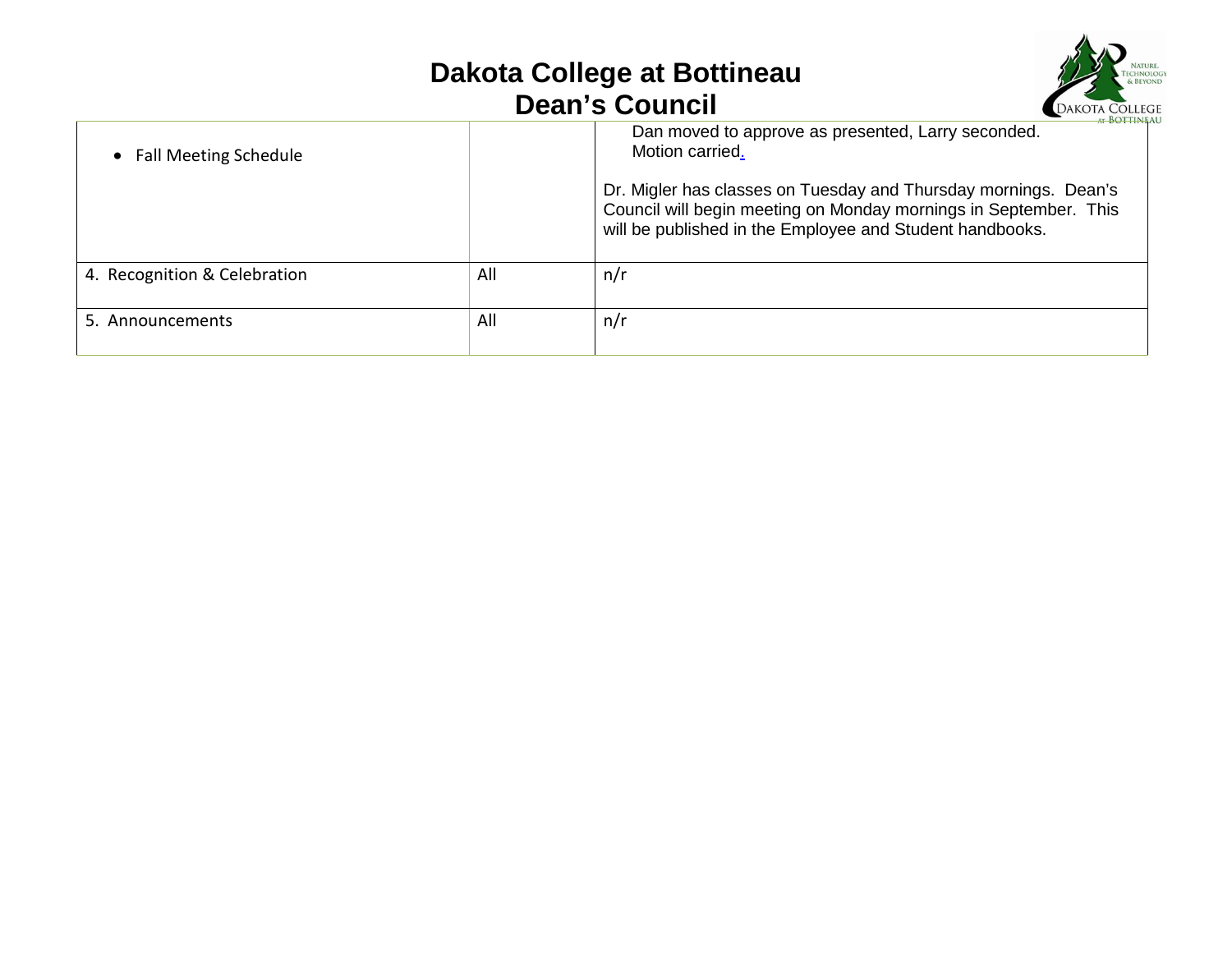# Dakota College at Bottineau
## Dean's Council

| | | |
|---|---|---|
| • Fall Meeting Schedule | | Dan moved to approve as presented, Larry seconded. Motion carried.<br><br>Dr. Migler has classes on Tuesday and Thursday mornings. Dean's Council will begin meeting on Monday mornings in September. This will be published in the Employee and Student handbooks. |
| 4. Recognition & Celebration | All | n/r |
| 5. Announcements | All | n/r |